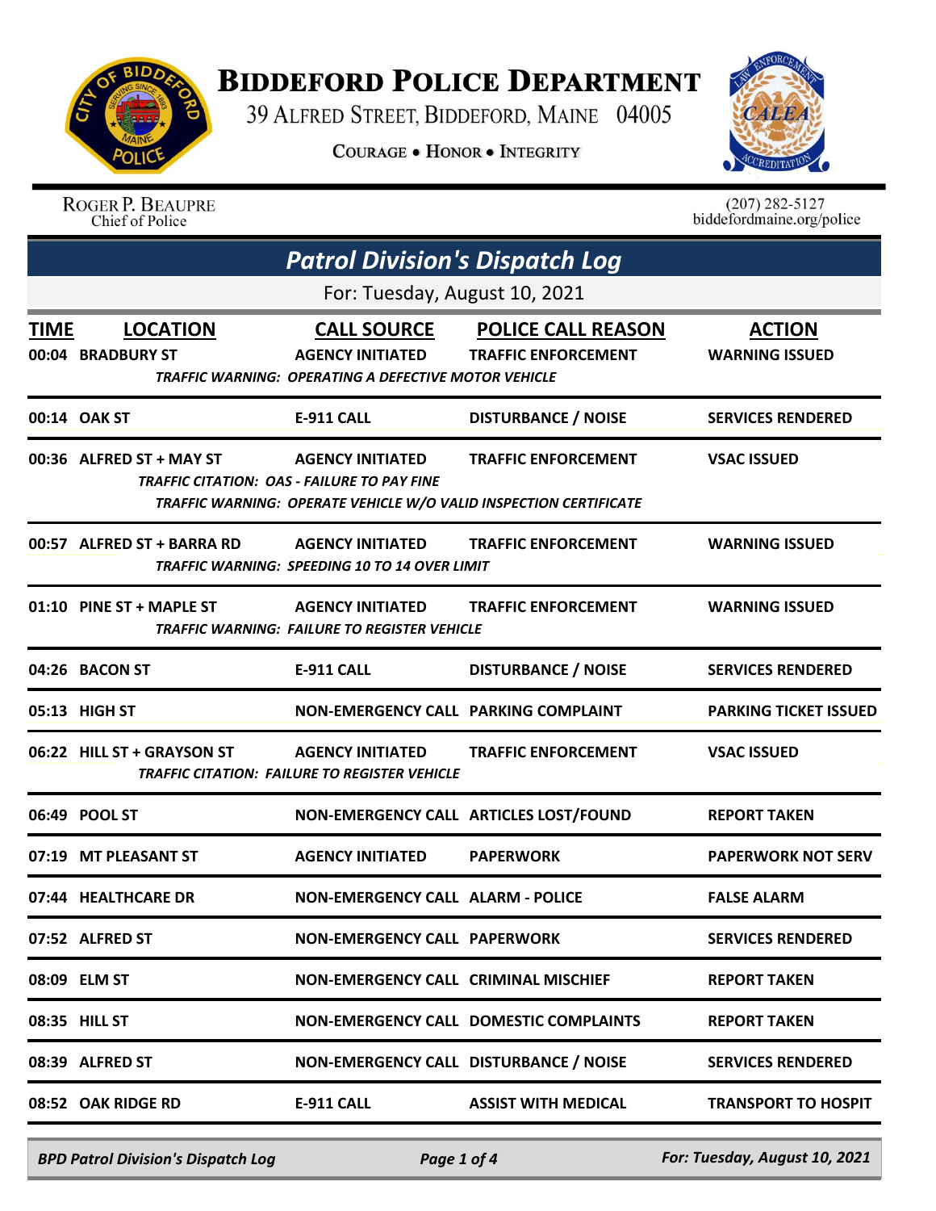# BIDDEFORD POLICE DEPARTMENT

39 ALFRED STREET, BIDDEFORD, MAINE 04005

COURAGE • HONOR • INTEGRITY

ROGER P. BEAUPRE
Chief of Police

(207) 282-5127
biddefordmaine.org/police

## Patrol Division's Dispatch Log

For: Tuesday, August 10, 2021

| TIME | LOCATION | CALL SOURCE | POLICE CALL REASON | ACTION |
|---|---|---|---|---|
| 00:04 | BRADBURY ST | AGENCY INITIATED | TRAFFIC ENFORCEMENT | WARNING ISSUED |
| | *TRAFFIC WARNING: OPERATING A DEFECTIVE MOTOR VEHICLE* | | | |
| 00:14 | OAK ST | E-911 CALL | DISTURBANCE / NOISE | SERVICES RENDERED |
| 00:36 | ALFRED ST + MAY ST | AGENCY INITIATED | TRAFFIC ENFORCEMENT | VSAC ISSUED |
| | *TRAFFIC CITATION: OAS - FAILURE TO PAY FINE* | | | |
| | *TRAFFIC WARNING: OPERATE VEHICLE W/O VALID INSPECTION CERTIFICATE* | | | |
| 00:57 | ALFRED ST + BARRA RD | AGENCY INITIATED | TRAFFIC ENFORCEMENT | WARNING ISSUED |
| | *TRAFFIC WARNING: SPEEDING 10 TO 14 OVER LIMIT* | | | |
| 01:10 | PINE ST + MAPLE ST | AGENCY INITIATED | TRAFFIC ENFORCEMENT | WARNING ISSUED |
| | *TRAFFIC WARNING: FAILURE TO REGISTER VEHICLE* | | | |
| 04:26 | BACON ST | E-911 CALL | DISTURBANCE / NOISE | SERVICES RENDERED |
| 05:13 | HIGH ST | NON-EMERGENCY CALL | PARKING COMPLAINT | PARKING TICKET ISSUED |
| 06:22 | HILL ST + GRAYSON ST | AGENCY INITIATED | TRAFFIC ENFORCEMENT | VSAC ISSUED |
| | *TRAFFIC CITATION: FAILURE TO REGISTER VEHICLE* | | | |
| 06:49 | POOL ST | NON-EMERGENCY CALL | ARTICLES LOST/FOUND | REPORT TAKEN |
| 07:19 | MT PLEASANT ST | AGENCY INITIATED | PAPERWORK | PAPERWORK NOT SERV |
| 07:44 | HEALTHCARE DR | NON-EMERGENCY CALL | ALARM - POLICE | FALSE ALARM |
| 07:52 | ALFRED ST | NON-EMERGENCY CALL | PAPERWORK | SERVICES RENDERED |
| 08:09 | ELM ST | NON-EMERGENCY CALL | CRIMINAL MISCHIEF | REPORT TAKEN |
| 08:35 | HILL ST | NON-EMERGENCY CALL | DOMESTIC COMPLAINTS | REPORT TAKEN |
| 08:39 | ALFRED ST | NON-EMERGENCY CALL | DISTURBANCE / NOISE | SERVICES RENDERED |
| 08:52 | OAK RIDGE RD | E-911 CALL | ASSIST WITH MEDICAL | TRANSPORT TO HOSPIT |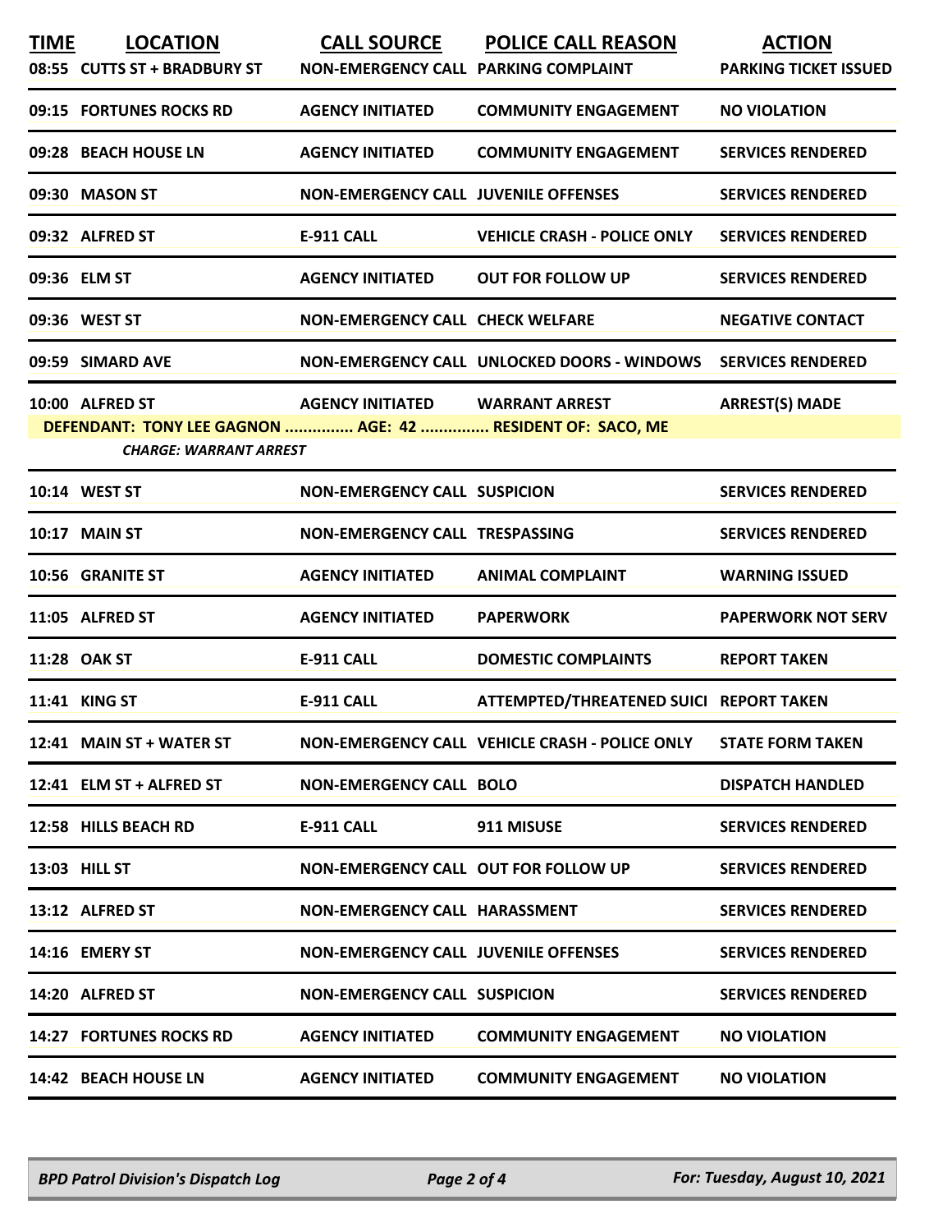| TIME | LOCATION | CALL SOURCE | POLICE CALL REASON | ACTION |
|---|---|---|---|---|
| 08:55 | CUTTS ST + BRADBURY ST | NON-EMERGENCY CALL | PARKING COMPLAINT | PARKING TICKET ISSUED |
| 09:15 | FORTUNES ROCKS RD | AGENCY INITIATED | COMMUNITY ENGAGEMENT | NO VIOLATION |
| 09:28 | BEACH HOUSE LN | AGENCY INITIATED | COMMUNITY ENGAGEMENT | SERVICES RENDERED |
| 09:30 | MASON ST | NON-EMERGENCY CALL | JUVENILE OFFENSES | SERVICES RENDERED |
| 09:32 | ALFRED ST | E-911 CALL | VEHICLE CRASH - POLICE ONLY | SERVICES RENDERED |
| 09:36 | ELM ST | AGENCY INITIATED | OUT FOR FOLLOW UP | SERVICES RENDERED |
| 09:36 | WEST ST | NON-EMERGENCY CALL | CHECK WELFARE | NEGATIVE CONTACT |
| 09:59 | SIMARD AVE | NON-EMERGENCY CALL | UNLOCKED DOORS - WINDOWS | SERVICES RENDERED |
| 10:00 | ALFRED ST | AGENCY INITIATED | WARRANT ARREST | ARREST(S) MADE |
| | DEFENDANT: TONY LEE GAGNON ............... AGE: 42 ............... RESIDENT OF: SACO, ME | | | |
| | *CHARGE: WARRANT ARREST* | | | |
| 10:14 | WEST ST | NON-EMERGENCY CALL | SUSPICION | SERVICES RENDERED |
| 10:17 | MAIN ST | NON-EMERGENCY CALL | TRESPASSING | SERVICES RENDERED |
| 10:56 | GRANITE ST | AGENCY INITIATED | ANIMAL COMPLAINT | WARNING ISSUED |
| 11:05 | ALFRED ST | AGENCY INITIATED | PAPERWORK | PAPERWORK NOT SERV |
| 11:28 | OAK ST | E-911 CALL | DOMESTIC COMPLAINTS | REPORT TAKEN |
| 11:41 | KING ST | E-911 CALL | ATTEMPTED/THREATENED SUICI | REPORT TAKEN |
| 12:41 | MAIN ST + WATER ST | NON-EMERGENCY CALL | VEHICLE CRASH - POLICE ONLY | STATE FORM TAKEN |
| 12:41 | ELM ST + ALFRED ST | NON-EMERGENCY CALL | BOLO | DISPATCH HANDLED |
| 12:58 | HILLS BEACH RD | E-911 CALL | 911 MISUSE | SERVICES RENDERED |
| 13:03 | HILL ST | NON-EMERGENCY CALL | OUT FOR FOLLOW UP | SERVICES RENDERED |
| 13:12 | ALFRED ST | NON-EMERGENCY CALL | HARASSMENT | SERVICES RENDERED |
| 14:16 | EMERY ST | NON-EMERGENCY CALL | JUVENILE OFFENSES | SERVICES RENDERED |
| 14:20 | ALFRED ST | NON-EMERGENCY CALL | SUSPICION | SERVICES RENDERED |
| 14:27 | FORTUNES ROCKS RD | AGENCY INITIATED | COMMUNITY ENGAGEMENT | NO VIOLATION |
| 14:42 | BEACH HOUSE LN | AGENCY INITIATED | COMMUNITY ENGAGEMENT | NO VIOLATION |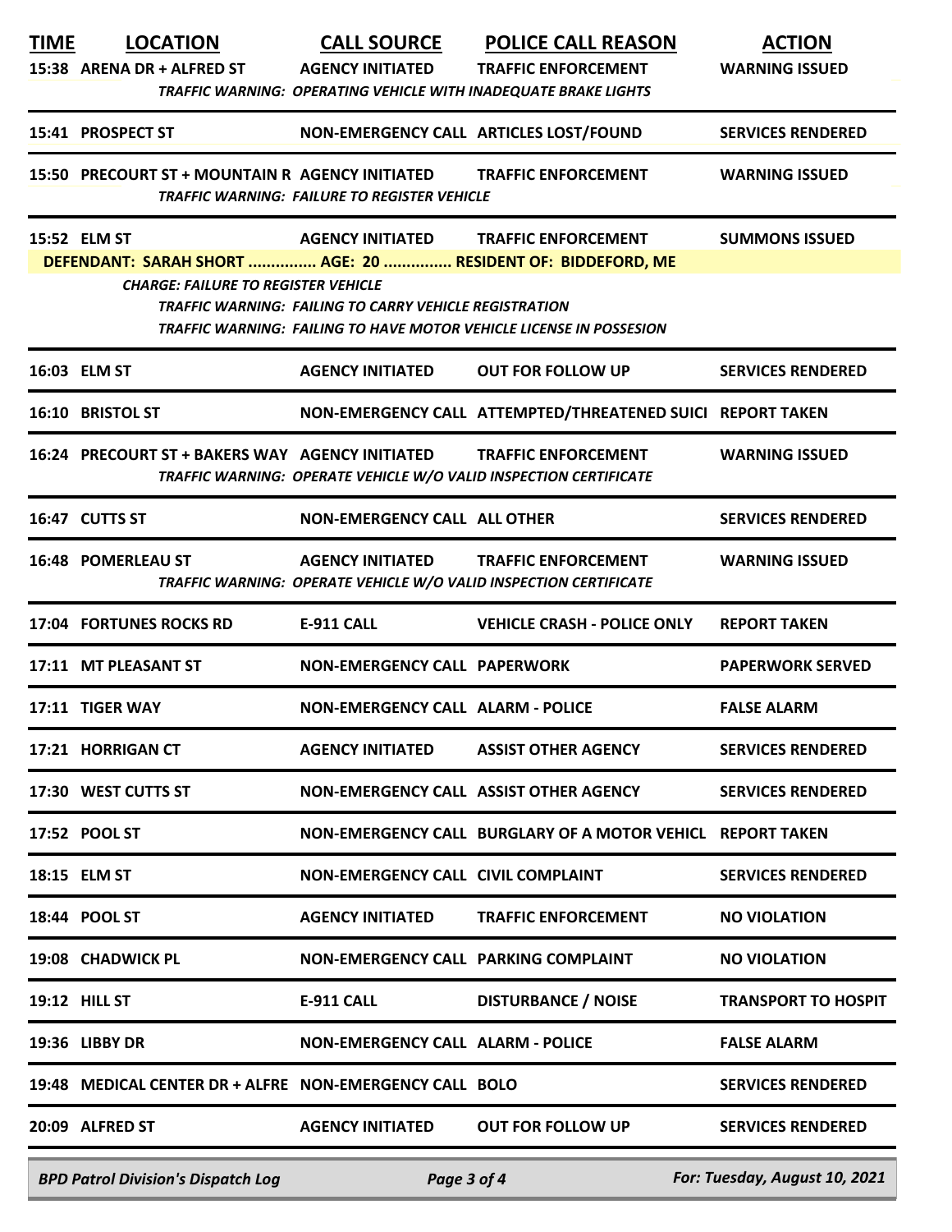| TIME | LOCATION | CALL SOURCE | POLICE CALL REASON | ACTION |
|---|---|---|---|---|
| 15:38 | ARENA DR + ALFRED ST | AGENCY INITIATED | TRAFFIC ENFORCEMENT | WARNING ISSUED |
| | *TRAFFIC WARNING: OPERATING VEHICLE WITH INADEQUATE BRAKE LIGHTS* | | | |
| 15:41 | PROSPECT ST | NON-EMERGENCY CALL | ARTICLES LOST/FOUND | SERVICES RENDERED |
| 15:50 | PRECOURT ST + MOUNTAIN R | AGENCY INITIATED | TRAFFIC ENFORCEMENT | WARNING ISSUED |
| | *TRAFFIC WARNING: FAILURE TO REGISTER VEHICLE* | | | |
| 15:52 | ELM ST | AGENCY INITIATED | TRAFFIC ENFORCEMENT | SUMMONS ISSUED |
| | **DEFENDANT: SARAH SHORT ............... AGE: 20 ............... RESIDENT OF: BIDDEFORD, ME** | | | |
| | *CHARGE: FAILURE TO REGISTER VEHICLE* | | | |
| | *TRAFFIC WARNING: FAILING TO CARRY VEHICLE REGISTRATION* | | | |
| | *TRAFFIC WARNING: FAILING TO HAVE MOTOR VEHICLE LICENSE IN POSSESION* | | | |
| 16:03 | ELM ST | AGENCY INITIATED | OUT FOR FOLLOW UP | SERVICES RENDERED |
| 16:10 | BRISTOL ST | NON-EMERGENCY CALL | ATTEMPTED/THREATENED SUICI | REPORT TAKEN |
| 16:24 | PRECOURT ST + BAKERS WAY | AGENCY INITIATED | TRAFFIC ENFORCEMENT | WARNING ISSUED |
| | *TRAFFIC WARNING: OPERATE VEHICLE W/O VALID INSPECTION CERTIFICATE* | | | |
| 16:47 | CUTTS ST | NON-EMERGENCY CALL | ALL OTHER | SERVICES RENDERED |
| 16:48 | POMERLEAU ST | AGENCY INITIATED | TRAFFIC ENFORCEMENT | WARNING ISSUED |
| | *TRAFFIC WARNING: OPERATE VEHICLE W/O VALID INSPECTION CERTIFICATE* | | | |
| 17:04 | FORTUNES ROCKS RD | E-911 CALL | VEHICLE CRASH - POLICE ONLY | REPORT TAKEN |
| 17:11 | MT PLEASANT ST | NON-EMERGENCY CALL | PAPERWORK | PAPERWORK SERVED |
| 17:11 | TIGER WAY | NON-EMERGENCY CALL | ALARM - POLICE | FALSE ALARM |
| 17:21 | HORRIGAN CT | AGENCY INITIATED | ASSIST OTHER AGENCY | SERVICES RENDERED |
| 17:30 | WEST CUTTS ST | NON-EMERGENCY CALL | ASSIST OTHER AGENCY | SERVICES RENDERED |
| 17:52 | POOL ST | NON-EMERGENCY CALL | BURGLARY OF A MOTOR VEHICL | REPORT TAKEN |
| 18:15 | ELM ST | NON-EMERGENCY CALL | CIVIL COMPLAINT | SERVICES RENDERED |
| 18:44 | POOL ST | AGENCY INITIATED | TRAFFIC ENFORCEMENT | NO VIOLATION |
| 19:08 | CHADWICK PL | NON-EMERGENCY CALL | PARKING COMPLAINT | NO VIOLATION |
| 19:12 | HILL ST | E-911 CALL | DISTURBANCE / NOISE | TRANSPORT TO HOSPIT |
| 19:36 | LIBBY DR | NON-EMERGENCY CALL | ALARM - POLICE | FALSE ALARM |
| 19:48 | MEDICAL CENTER DR + ALFRE | NON-EMERGENCY CALL | BOLO | SERVICES RENDERED |
| 20:09 | ALFRED ST | AGENCY INITIATED | OUT FOR FOLLOW UP | SERVICES RENDERED |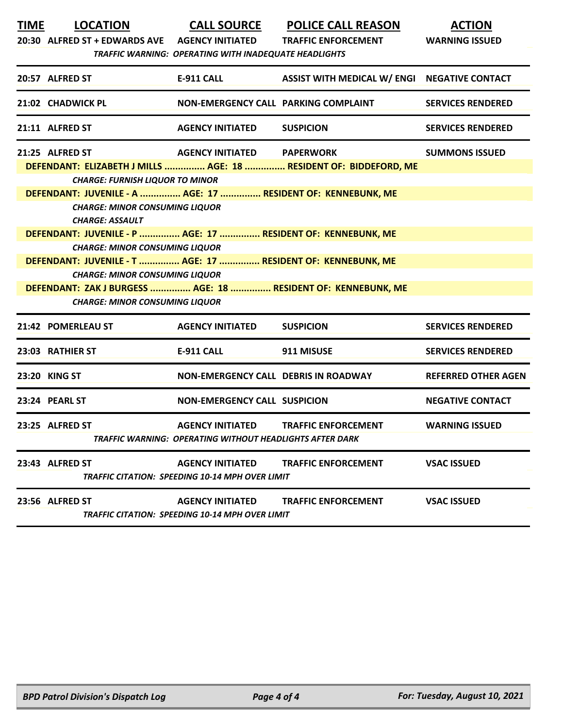| TIME | LOCATION | CALL SOURCE | POLICE CALL REASON | ACTION |
|---|---|---|---|---|
| 20:30 | ALFRED ST + EDWARDS AVE | AGENCY INITIATED | TRAFFIC ENFORCEMENT | WARNING ISSUED |
| | *TRAFFIC WARNING: OPERATING WITH INADEQUATE HEADLIGHTS* | | | |
| 20:57 | ALFRED ST | E-911 CALL | ASSIST WITH MEDICAL W/ ENGI | NEGATIVE CONTACT |
| 21:02 | CHADWICK PL | NON-EMERGENCY CALL | PARKING COMPLAINT | SERVICES RENDERED |
| 21:11 | ALFRED ST | AGENCY INITIATED | SUSPICION | SERVICES RENDERED |
| 21:25 | ALFRED ST | AGENCY INITIATED | PAPERWORK | SUMMONS ISSUED |
| | DEFENDANT: ELIZABETH J MILLS ............... AGE: 18 ............... RESIDENT OF: BIDDEFORD, ME | | | |
| | *CHARGE: FURNISH LIQUOR TO MINOR* | | | |
| | DEFENDANT: JUVENILE - A ............... AGE: 17 ............... RESIDENT OF: KENNEBUNK, ME | | | |
| | *CHARGE: MINOR CONSUMING LIQUOR* | | | |
| | *CHARGE: ASSAULT* | | | |
| | DEFENDANT: JUVENILE - P ............... AGE: 17 ............... RESIDENT OF: KENNEBUNK, ME | | | |
| | *CHARGE: MINOR CONSUMING LIQUOR* | | | |
| | DEFENDANT: JUVENILE - T ............... AGE: 17 ............... RESIDENT OF: KENNEBUNK, ME | | | |
| | *CHARGE: MINOR CONSUMING LIQUOR* | | | |
| | DEFENDANT: ZAK J BURGESS ............... AGE: 18 ............... RESIDENT OF: KENNEBUNK, ME | | | |
| | *CHARGE: MINOR CONSUMING LIQUOR* | | | |
| 21:42 | POMERLEAU ST | AGENCY INITIATED | SUSPICION | SERVICES RENDERED |
| 23:03 | RATHIER ST | E-911 CALL | 911 MISUSE | SERVICES RENDERED |
| 23:20 | KING ST | NON-EMERGENCY CALL | DEBRIS IN ROADWAY | REFERRED OTHER AGEN |
| 23:24 | PEARL ST | NON-EMERGENCY CALL | SUSPICION | NEGATIVE CONTACT |
| 23:25 | ALFRED ST | AGENCY INITIATED | TRAFFIC ENFORCEMENT | WARNING ISSUED |
| | *TRAFFIC WARNING: OPERATING WITHOUT HEADLIGHTS AFTER DARK* | | | |
| 23:43 | ALFRED ST | AGENCY INITIATED | TRAFFIC ENFORCEMENT | VSAC ISSUED |
| | *TRAFFIC CITATION: SPEEDING 10-14 MPH OVER LIMIT* | | | |
| 23:56 | ALFRED ST | AGENCY INITIATED | TRAFFIC ENFORCEMENT | VSAC ISSUED |
| | *TRAFFIC CITATION: SPEEDING 10-14 MPH OVER LIMIT* | | | |